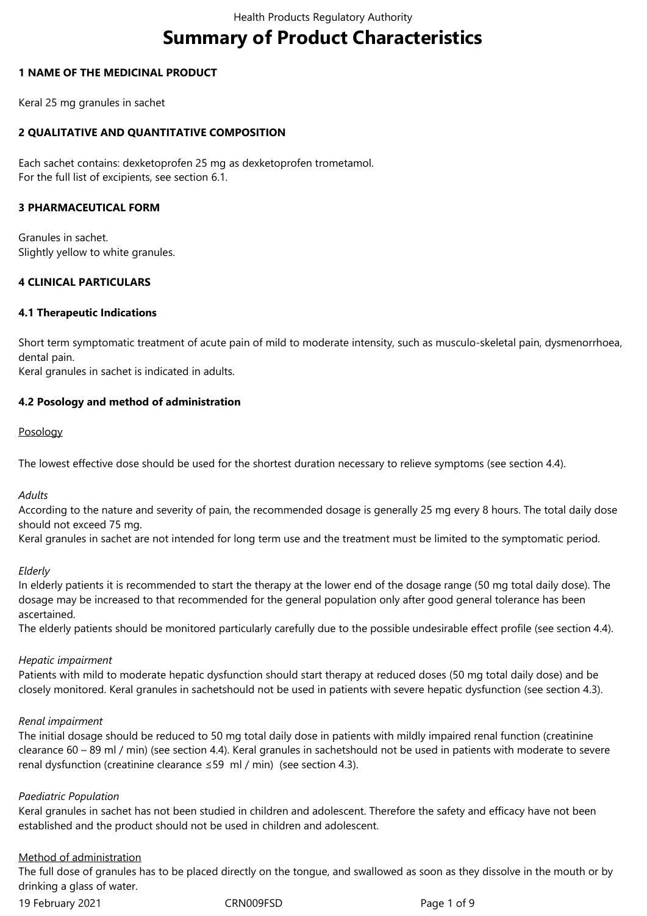# Summary of Product Characteristics

## 1 NAME OF THE MEDICINAL PRODUCT

Keral 25 mg granules in sachet

## 2 QUALITATIVE AND QUANTITATIVE COMPOSITION

Each sachet contains: dexketoprofen 25 mg as dexketoprofen trometamol.
For the full list of excipients, see section 6.1.

## 3 PHARMACEUTICAL FORM

Granules in sachet.
Slightly yellow to white granules.

## 4 CLINICAL PARTICULARS

### 4.1 Therapeutic Indications

Short term symptomatic treatment of acute pain of mild to moderate intensity, such as musculo-skeletal pain, dysmenorrhoea, dental pain.
Keral granules in sachet is indicated in adults.

### 4.2 Posology and method of administration

<u>Posology</u>

The lowest effective dose should be used for the shortest duration necessary to relieve symptoms (see section 4.4).

*Adults*
According to the nature and severity of pain, the recommended dosage is generally 25 mg every 8 hours. The total daily dose should not exceed 75 mg.
Keral granules in sachet are not intended for long term use and the treatment must be limited to the symptomatic period.

*Elderly*
In elderly patients it is recommended to start the therapy at the lower end of the dosage range (50 mg total daily dose). The dosage may be increased to that recommended for the general population only after good general tolerance has been ascertained.
The elderly patients should be monitored particularly carefully due to the possible undesirable effect profile (see section 4.4).

*Hepatic impairment*
Patients with mild to moderate hepatic dysfunction should start therapy at reduced doses (50 mg total daily dose) and be closely monitored. Keral granules in sachetshould not be used in patients with severe hepatic dysfunction (see section 4.3).

*Renal impairment*
The initial dosage should be reduced to 50 mg total daily dose in patients with mildly impaired renal function (creatinine clearance 60 – 89 ml / min) (see section 4.4). Keral granules in sachetshould not be used in patients with moderate to severe renal dysfunction (creatinine clearance ≤59 ml / min) (see section 4.3).

*Paediatric Population*
Keral granules in sachet has not been studied in children and adolescent. Therefore the safety and efficacy have not been established and the product should not be used in children and adolescent.

<u>Method of administration</u>
The full dose of granules has to be placed directly on the tongue, and swallowed as soon as they dissolve in the mouth or by drinking a glass of water.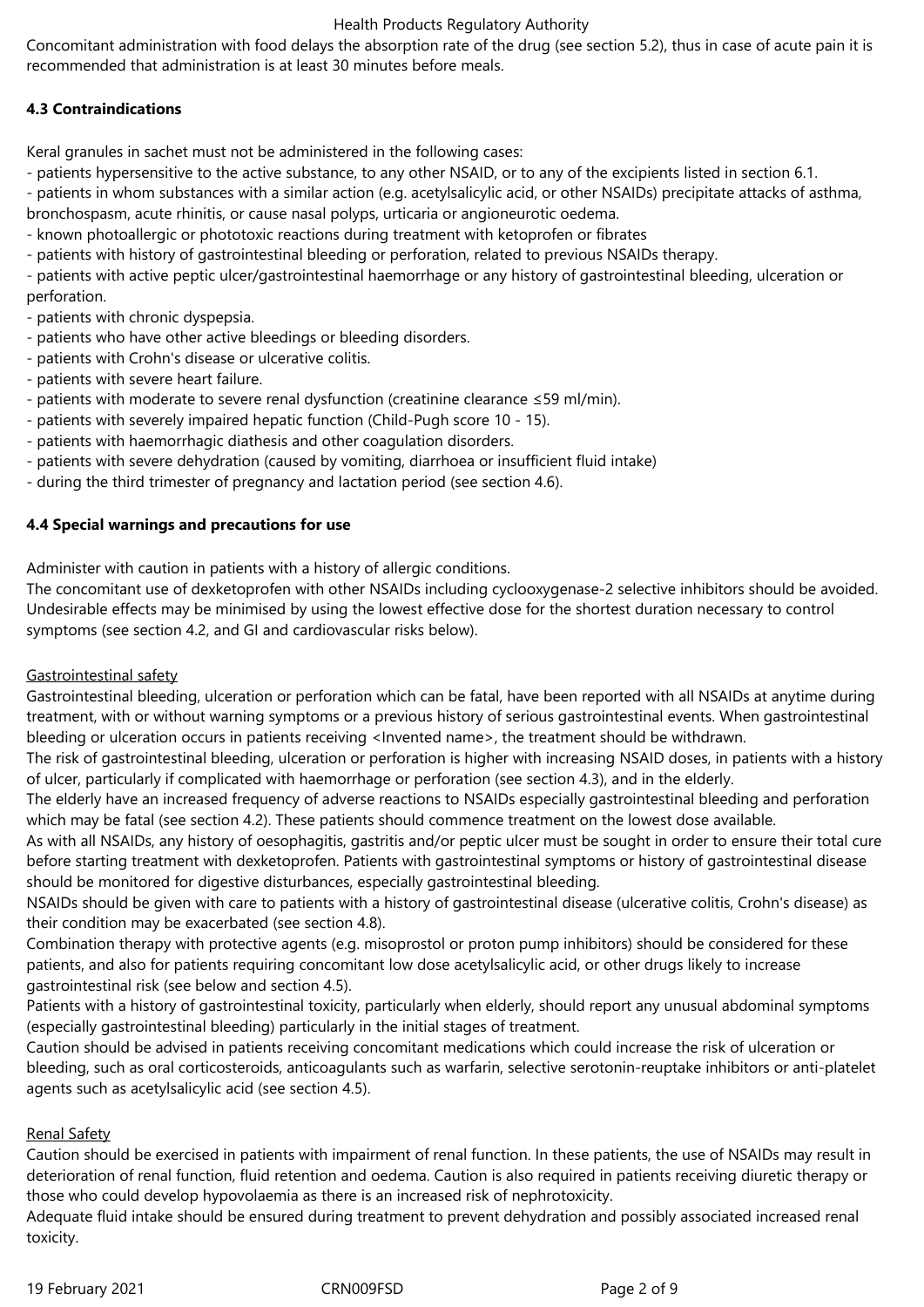Concomitant administration with food delays the absorption rate of the drug (see section 5.2), thus in case of acute pain it is recommended that administration is at least 30 minutes before meals.

### 4.3 Contraindications

Keral granules in sachet must not be administered in the following cases:

- patients hypersensitive to the active substance, to any other NSAID, or to any of the excipients listed in section 6.1.
- patients in whom substances with a similar action (e.g. acetylsalicylic acid, or other NSAIDs) precipitate attacks of asthma, bronchospasm, acute rhinitis, or cause nasal polyps, urticaria or angioneurotic oedema.
- known photoallergic or phototoxic reactions during treatment with ketoprofen or fibrates
- patients with history of gastrointestinal bleeding or perforation, related to previous NSAIDs therapy.
- patients with active peptic ulcer/gastrointestinal haemorrhage or any history of gastrointestinal bleeding, ulceration or perforation.
- patients with chronic dyspepsia.
- patients who have other active bleedings or bleeding disorders.
- patients with Crohn's disease or ulcerative colitis.
- patients with severe heart failure.
- patients with moderate to severe renal dysfunction (creatinine clearance ≤59 ml/min).
- patients with severely impaired hepatic function (Child-Pugh score 10 - 15).
- patients with haemorrhagic diathesis and other coagulation disorders.
- patients with severe dehydration (caused by vomiting, diarrhoea or insufficient fluid intake)
- during the third trimester of pregnancy and lactation period (see section 4.6).

### 4.4 Special warnings and precautions for use

Administer with caution in patients with a history of allergic conditions.
The concomitant use of dexketoprofen with other NSAIDs including cyclooxygenase-2 selective inhibitors should be avoided.
Undesirable effects may be minimised by using the lowest effective dose for the shortest duration necessary to control symptoms (see section 4.2, and GI and cardiovascular risks below).

Gastrointestinal safety

Gastrointestinal bleeding, ulceration or perforation which can be fatal, have been reported with all NSAIDs at anytime during treatment, with or without warning symptoms or a previous history of serious gastrointestinal events. When gastrointestinal bleeding or ulceration occurs in patients receiving <Invented name>, the treatment should be withdrawn.
The risk of gastrointestinal bleeding, ulceration or perforation is higher with increasing NSAID doses, in patients with a history of ulcer, particularly if complicated with haemorrhage or perforation (see section 4.3), and in the elderly.
The elderly have an increased frequency of adverse reactions to NSAIDs especially gastrointestinal bleeding and perforation which may be fatal (see section 4.2). These patients should commence treatment on the lowest dose available.
As with all NSAIDs, any history of oesophagitis, gastritis and/or peptic ulcer must be sought in order to ensure their total cure before starting treatment with dexketoprofen. Patients with gastrointestinal symptoms or history of gastrointestinal disease should be monitored for digestive disturbances, especially gastrointestinal bleeding.
NSAIDs should be given with care to patients with a history of gastrointestinal disease (ulcerative colitis, Crohn's disease) as their condition may be exacerbated (see section 4.8).
Combination therapy with protective agents (e.g. misoprostol or proton pump inhibitors) should be considered for these patients, and also for patients requiring concomitant low dose acetylsalicylic acid, or other drugs likely to increase gastrointestinal risk (see below and section 4.5).
Patients with a history of gastrointestinal toxicity, particularly when elderly, should report any unusual abdominal symptoms (especially gastrointestinal bleeding) particularly in the initial stages of treatment.
Caution should be advised in patients receiving concomitant medications which could increase the risk of ulceration or bleeding, such as oral corticosteroids, anticoagulants such as warfarin, selective serotonin-reuptake inhibitors or anti-platelet agents such as acetylsalicylic acid (see section 4.5).

Renal Safety

Caution should be exercised in patients with impairment of renal function. In these patients, the use of NSAIDs may result in deterioration of renal function, fluid retention and oedema. Caution is also required in patients receiving diuretic therapy or those who could develop hypovolaemia as there is an increased risk of nephrotoxicity.
Adequate fluid intake should be ensured during treatment to prevent dehydration and possibly associated increased renal toxicity.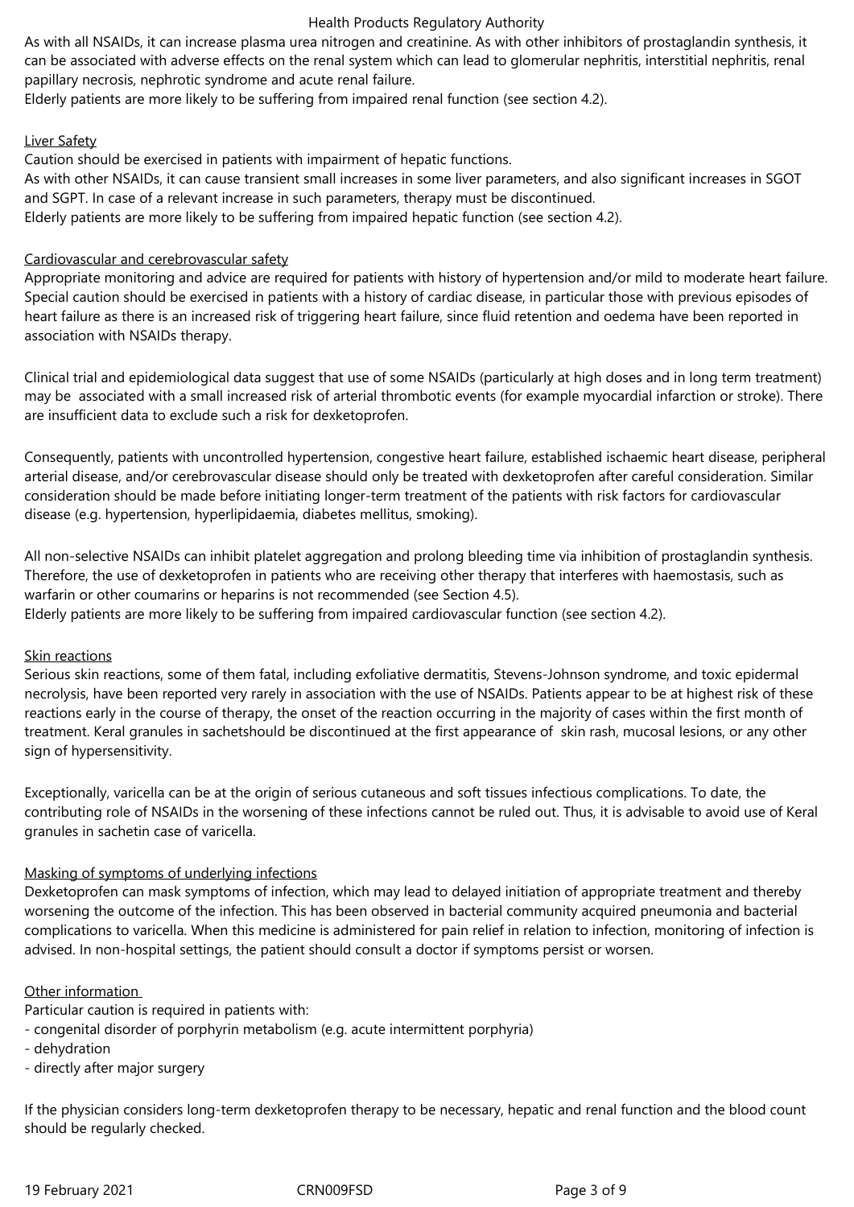As with all NSAIDs, it can increase plasma urea nitrogen and creatinine. As with other inhibitors of prostaglandin synthesis, it can be associated with adverse effects on the renal system which can lead to glomerular nephritis, interstitial nephritis, renal papillary necrosis, nephrotic syndrome and acute renal failure.
Elderly patients are more likely to be suffering from impaired renal function (see section 4.2).

Liver Safety

Caution should be exercised in patients with impairment of hepatic functions.
As with other NSAIDs, it can cause transient small increases in some liver parameters, and also significant increases in SGOT and SGPT. In case of a relevant increase in such parameters, therapy must be discontinued.
Elderly patients are more likely to be suffering from impaired hepatic function (see section 4.2).

Cardiovascular and cerebrovascular safety

Appropriate monitoring and advice are required for patients with history of hypertension and/or mild to moderate heart failure. Special caution should be exercised in patients with a history of cardiac disease, in particular those with previous episodes of heart failure as there is an increased risk of triggering heart failure, since fluid retention and oedema have been reported in association with NSAIDs therapy.

Clinical trial and epidemiological data suggest that use of some NSAIDs (particularly at high doses and in long term treatment) may be associated with a small increased risk of arterial thrombotic events (for example myocardial infarction or stroke). There are insufficient data to exclude such a risk for dexketoprofen.

Consequently, patients with uncontrolled hypertension, congestive heart failure, established ischaemic heart disease, peripheral arterial disease, and/or cerebrovascular disease should only be treated with dexketoprofen after careful consideration. Similar consideration should be made before initiating longer-term treatment of the patients with risk factors for cardiovascular disease (e.g. hypertension, hyperlipidaemia, diabetes mellitus, smoking).

All non-selective NSAIDs can inhibit platelet aggregation and prolong bleeding time via inhibition of prostaglandin synthesis. Therefore, the use of dexketoprofen in patients who are receiving other therapy that interferes with haemostasis, such as warfarin or other coumarins or heparins is not recommended (see Section 4.5).
Elderly patients are more likely to be suffering from impaired cardiovascular function (see section 4.2).

Skin reactions

Serious skin reactions, some of them fatal, including exfoliative dermatitis, Stevens-Johnson syndrome, and toxic epidermal necrolysis, have been reported very rarely in association with the use of NSAIDs. Patients appear to be at highest risk of these reactions early in the course of therapy, the onset of the reaction occurring in the majority of cases within the first month of treatment. Keral granules in sachetshould be discontinued at the first appearance of skin rash, mucosal lesions, or any other sign of hypersensitivity.

Exceptionally, varicella can be at the origin of serious cutaneous and soft tissues infectious complications. To date, the contributing role of NSAIDs in the worsening of these infections cannot be ruled out. Thus, it is advisable to avoid use of Keral granules in sachetin case of varicella.

Masking of symptoms of underlying infections

Dexketoprofen can mask symptoms of infection, which may lead to delayed initiation of appropriate treatment and thereby worsening the outcome of the infection. This has been observed in bacterial community acquired pneumonia and bacterial complications to varicella. When this medicine is administered for pain relief in relation to infection, monitoring of infection is advised. In non-hospital settings, the patient should consult a doctor if symptoms persist or worsen.

Other information

Particular caution is required in patients with:
- congenital disorder of porphyrin metabolism (e.g. acute intermittent porphyria)
- dehydration
- directly after major surgery

If the physician considers long-term dexketoprofen therapy to be necessary, hepatic and renal function and the blood count should be regularly checked.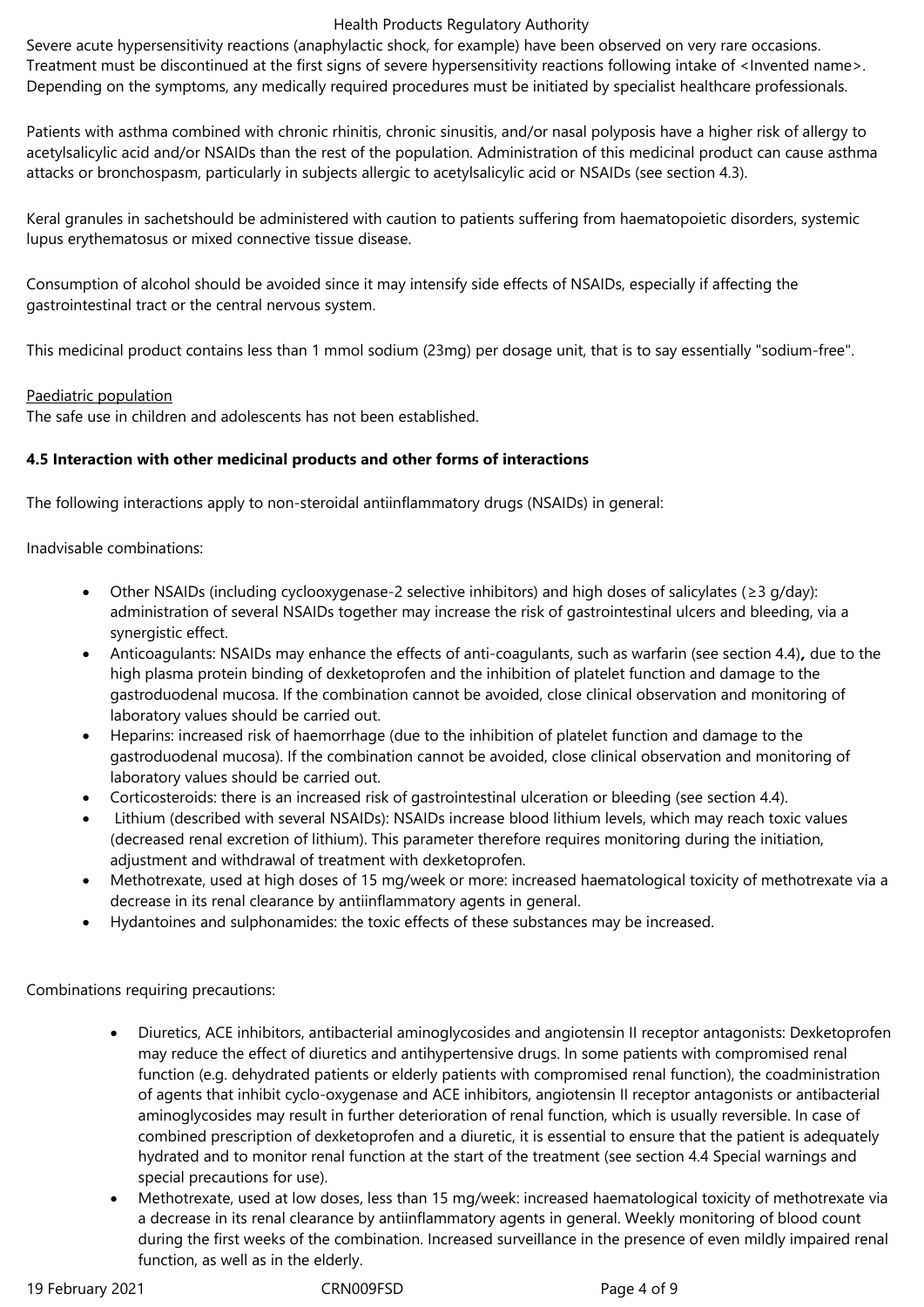Severe acute hypersensitivity reactions (anaphylactic shock, for example) have been observed on very rare occasions. Treatment must be discontinued at the first signs of severe hypersensitivity reactions following intake of <Invented name>. Depending on the symptoms, any medically required procedures must be initiated by specialist healthcare professionals.

Patients with asthma combined with chronic rhinitis, chronic sinusitis, and/or nasal polyposis have a higher risk of allergy to acetylsalicylic acid and/or NSAIDs than the rest of the population. Administration of this medicinal product can cause asthma attacks or bronchospasm, particularly in subjects allergic to acetylsalicylic acid or NSAIDs (see section 4.3).

Keral granules in sachetshould be administered with caution to patients suffering from haematopoietic disorders, systemic lupus erythematosus or mixed connective tissue disease.

Consumption of alcohol should be avoided since it may intensify side effects of NSAIDs, especially if affecting the gastrointestinal tract or the central nervous system.

This medicinal product contains less than 1 mmol sodium (23mg) per dosage unit, that is to say essentially "sodium-free".

Paediatric population

The safe use in children and adolescents has not been established.

**4.5 Interaction with other medicinal products and other forms of interactions**

The following interactions apply to non-steroidal antiinflammatory drugs (NSAIDs) in general:

Inadvisable combinations:

- Other NSAIDs (including cyclooxygenase-2 selective inhibitors) and high doses of salicylates (≥3 g/day): administration of several NSAIDs together may increase the risk of gastrointestinal ulcers and bleeding, via a synergistic effect.
- Anticoagulants: NSAIDs may enhance the effects of anti-coagulants, such as warfarin (see section 4.4)**,** due to the high plasma protein binding of dexketoprofen and the inhibition of platelet function and damage to the gastroduodenal mucosa. If the combination cannot be avoided, close clinical observation and monitoring of laboratory values should be carried out.
- Heparins: increased risk of haemorrhage (due to the inhibition of platelet function and damage to the gastroduodenal mucosa). If the combination cannot be avoided, close clinical observation and monitoring of laboratory values should be carried out.
- Corticosteroids: there is an increased risk of gastrointestinal ulceration or bleeding (see section 4.4).
- Lithium (described with several NSAIDs): NSAIDs increase blood lithium levels, which may reach toxic values (decreased renal excretion of lithium). This parameter therefore requires monitoring during the initiation, adjustment and withdrawal of treatment with dexketoprofen.
- Methotrexate, used at high doses of 15 mg/week or more: increased haematological toxicity of methotrexate via a decrease in its renal clearance by antiinflammatory agents in general.
- Hydantoines and sulphonamides: the toxic effects of these substances may be increased.

Combinations requiring precautions:

- Diuretics, ACE inhibitors, antibacterial aminoglycosides and angiotensin II receptor antagonists: Dexketoprofen may reduce the effect of diuretics and antihypertensive drugs. In some patients with compromised renal function (e.g. dehydrated patients or elderly patients with compromised renal function), the coadministration of agents that inhibit cyclo-oxygenase and ACE inhibitors, angiotensin II receptor antagonists or antibacterial aminoglycosides may result in further deterioration of renal function, which is usually reversible. In case of combined prescription of dexketoprofen and a diuretic, it is essential to ensure that the patient is adequately hydrated and to monitor renal function at the start of the treatment (see section 4.4 Special warnings and special precautions for use).
- Methotrexate, used at low doses, less than 15 mg/week: increased haematological toxicity of methotrexate via a decrease in its renal clearance by antiinflammatory agents in general. Weekly monitoring of blood count during the first weeks of the combination. Increased surveillance in the presence of even mildly impaired renal function, as well as in the elderly.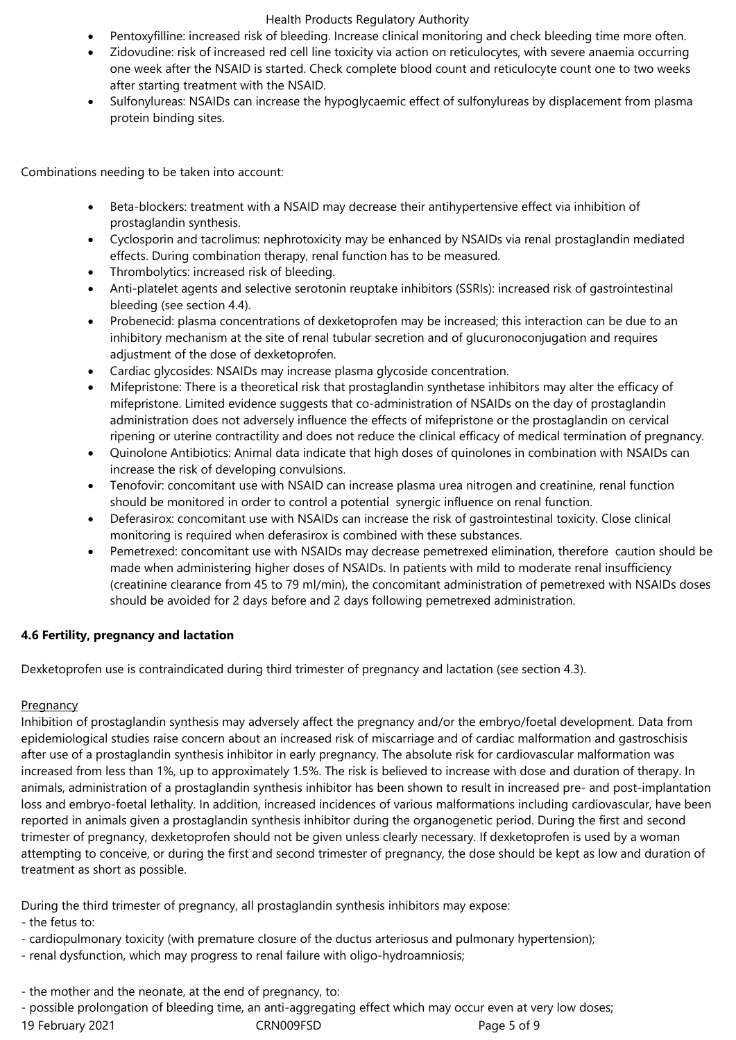- Pentoxyfilline: increased risk of bleeding. Increase clinical monitoring and check bleeding time more often.
- Zidovudine: risk of increased red cell line toxicity via action on reticulocytes, with severe anaemia occurring one week after the NSAID is started. Check complete blood count and reticulocyte count one to two weeks after starting treatment with the NSAID.
- Sulfonylureas: NSAIDs can increase the hypoglycaemic effect of sulfonylureas by displacement from plasma protein binding sites.

Combinations needing to be taken into account:

- Beta-blockers: treatment with a NSAID may decrease their antihypertensive effect via inhibition of prostaglandin synthesis.
- Cyclosporin and tacrolimus: nephrotoxicity may be enhanced by NSAIDs via renal prostaglandin mediated effects. During combination therapy, renal function has to be measured.
- Thrombolytics: increased risk of bleeding.
- Anti-platelet agents and selective serotonin reuptake inhibitors (SSRIs): increased risk of gastrointestinal bleeding (see section 4.4).
- Probenecid: plasma concentrations of dexketoprofen may be increased; this interaction can be due to an inhibitory mechanism at the site of renal tubular secretion and of glucuronoconjugation and requires adjustment of the dose of dexketoprofen.
- Cardiac glycosides: NSAIDs may increase plasma glycoside concentration.
- Mifepristone: There is a theoretical risk that prostaglandin synthetase inhibitors may alter the efficacy of mifepristone. Limited evidence suggests that co-administration of NSAIDs on the day of prostaglandin administration does not adversely influence the effects of mifepristone or the prostaglandin on cervical ripening or uterine contractility and does not reduce the clinical efficacy of medical termination of pregnancy.
- Quinolone Antibiotics: Animal data indicate that high doses of quinolones in combination with NSAIDs can increase the risk of developing convulsions.
- Tenofovir: concomitant use with NSAID can increase plasma urea nitrogen and creatinine, renal function should be monitored in order to control a potential synergic influence on renal function.
- Deferasirox: concomitant use with NSAIDs can increase the risk of gastrointestinal toxicity. Close clinical monitoring is required when deferasirox is combined with these substances.
- Pemetrexed: concomitant use with NSAIDs may decrease pemetrexed elimination, therefore caution should be made when administering higher doses of NSAIDs. In patients with mild to moderate renal insufficiency (creatinine clearance from 45 to 79 ml/min), the concomitant administration of pemetrexed with NSAIDs doses should be avoided for 2 days before and 2 days following pemetrexed administration.

**4.6 Fertility, pregnancy and lactation**

Dexketoprofen use is contraindicated during third trimester of pregnancy and lactation (see section 4.3).

Pregnancy

Inhibition of prostaglandin synthesis may adversely affect the pregnancy and/or the embryo/foetal development. Data from epidemiological studies raise concern about an increased risk of miscarriage and of cardiac malformation and gastroschisis after use of a prostaglandin synthesis inhibitor in early pregnancy. The absolute risk for cardiovascular malformation was increased from less than 1%, up to approximately 1.5%. The risk is believed to increase with dose and duration of therapy. In animals, administration of a prostaglandin synthesis inhibitor has been shown to result in increased pre- and post-implantation loss and embryo-foetal lethality. In addition, increased incidences of various malformations including cardiovascular, have been reported in animals given a prostaglandin synthesis inhibitor during the organogenetic period. During the first and second trimester of pregnancy, dexketoprofen should not be given unless clearly necessary. If dexketoprofen is used by a woman attempting to conceive, or during the first and second trimester of pregnancy, the dose should be kept as low and duration of treatment as short as possible.

During the third trimester of pregnancy, all prostaglandin synthesis inhibitors may expose:
- the fetus to:
- cardiopulmonary toxicity (with premature closure of the ductus arteriosus and pulmonary hypertension);
- renal dysfunction, which may progress to renal failure with oligo-hydroamniosis;

- the mother and the neonate, at the end of pregnancy, to:
- possible prolongation of bleeding time, an anti-aggregating effect which may occur even at very low doses;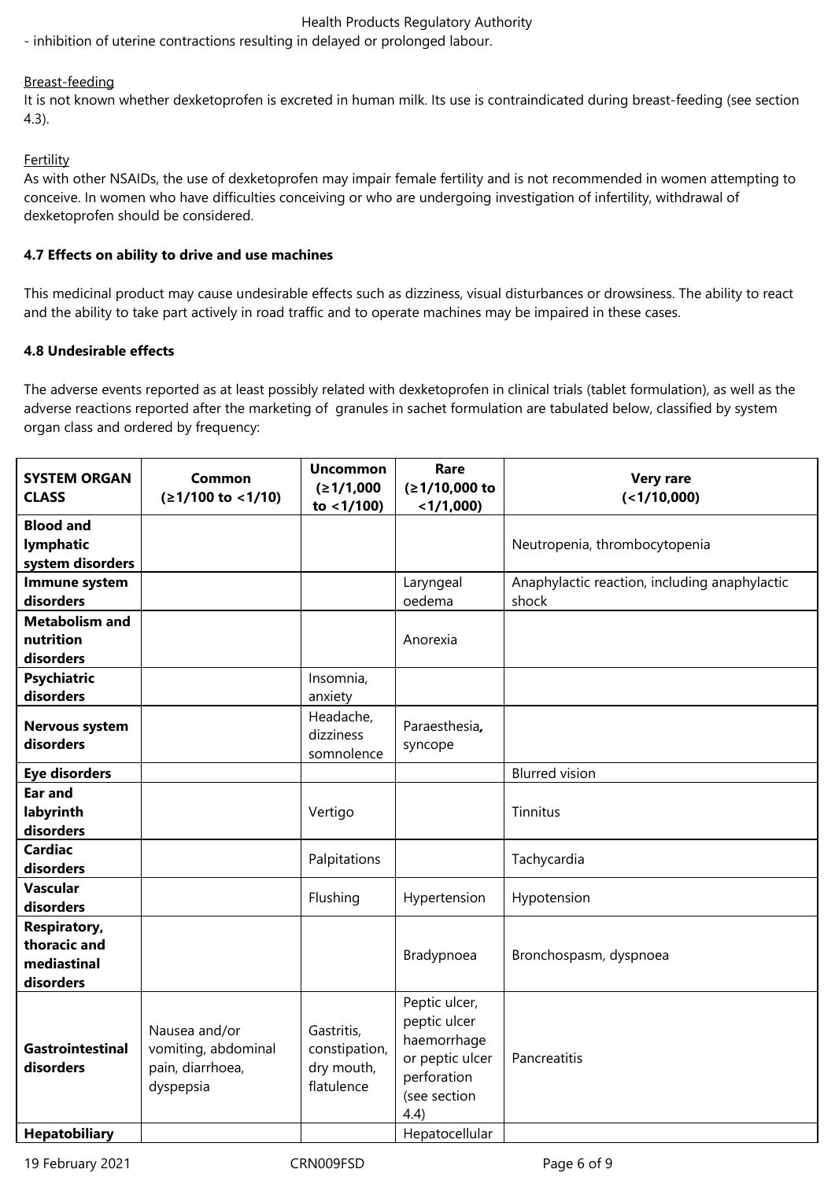- inhibition of uterine contractions resulting in delayed or prolonged labour.

Breast-feeding

It is not known whether dexketoprofen is excreted in human milk. Its use is contraindicated during breast-feeding (see section 4.3).

Fertility

As with other NSAIDs, the use of dexketoprofen may impair female fertility and is not recommended in women attempting to conceive. In women who have difficulties conceiving or who are undergoing investigation of infertility, withdrawal of dexketoprofen should be considered.

**4.7 Effects on ability to drive and use machines**

This medicinal product may cause undesirable effects such as dizziness, visual disturbances or drowsiness. The ability to react and the ability to take part actively in road traffic and to operate machines may be impaired in these cases.

**4.8 Undesirable effects**

The adverse events reported as at least possibly related with dexketoprofen in clinical trials (tablet formulation), as well as the adverse reactions reported after the marketing of granules in sachet formulation are tabulated below, classified by system organ class and ordered by frequency:

| SYSTEM ORGAN CLASS | Common (≥1/100 to <1/10) | Uncommon (≥1/1,000 to <1/100) | Rare (≥1/10,000 to <1/1,000) | Very rare (<1/10,000) |
|---|---|---|---|---|
| **Blood and lymphatic system disorders** | | | | Neutropenia, thrombocytopenia |
| **Immune system disorders** | | | Laryngeal oedema | Anaphylactic reaction, including anaphylactic shock |
| **Metabolism and nutrition disorders** | | | Anorexia | |
| **Psychiatric disorders** | | Insomnia, anxiety | | |
| **Nervous system disorders** | | Headache, dizziness somnolence | Paraesthesia, syncope | |
| **Eye disorders** | | | | Blurred vision |
| **Ear and labyrinth disorders** | | Vertigo | | Tinnitus |
| **Cardiac disorders** | | Palpitations | | Tachycardia |
| **Vascular disorders** | | Flushing | Hypertension | Hypotension |
| **Respiratory, thoracic and mediastinal disorders** | | | Bradypnoea | Bronchospasm, dyspnoea |
| **Gastrointestinal disorders** | Nausea and/or vomiting, abdominal pain, diarrhoea, dyspepsia | Gastritis, constipation, dry mouth, flatulence | Peptic ulcer, peptic ulcer haemorrhage or peptic ulcer perforation (see section 4.4) | Pancreatitis |
| **Hepatobiliary** | | | Hepatocellular | |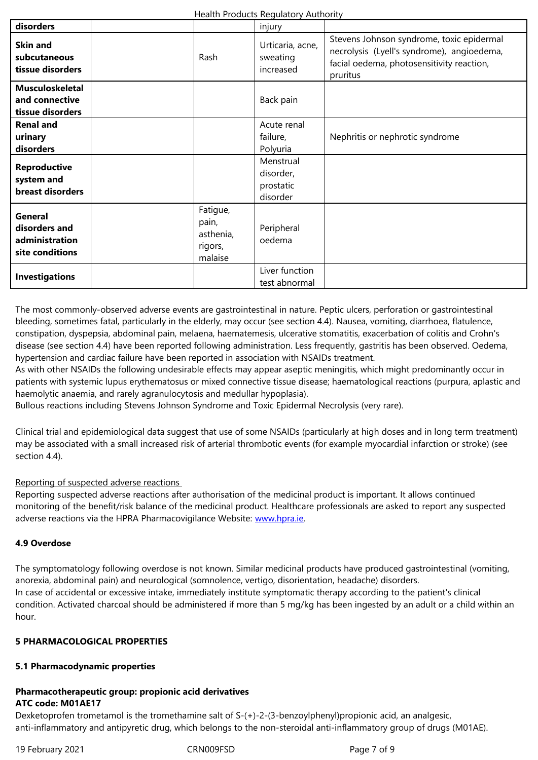| | | | | |
|---|---|---|---|---|
| **disorders** | | | injury | |
| **Skin and subcutaneous tissue disorders** | | Rash | Urticaria, acne, sweating increased | Stevens Johnson syndrome, toxic epidermal necrolysis (Lyell's syndrome), angioedema, facial oedema, photosensitivity reaction, pruritus |
| **Musculoskeletal and connective tissue disorders** | | | Back pain | |
| **Renal and urinary disorders** | | | Acute renal failure, Polyuria | Nephritis or nephrotic syndrome |
| **Reproductive system and breast disorders** | | | Menstrual disorder, prostatic disorder | |
| **General disorders and administration site conditions** | | Fatigue, pain, asthenia, rigors, malaise | Peripheral oedema | |
| **Investigations** | | | Liver function test abnormal | |

The most commonly-observed adverse events are gastrointestinal in nature. Peptic ulcers, perforation or gastrointestinal bleeding, sometimes fatal, particularly in the elderly, may occur (see section 4.4). Nausea, vomiting, diarrhoea, flatulence, constipation, dyspepsia, abdominal pain, melaena, haematemesis, ulcerative stomatitis, exacerbation of colitis and Crohn's disease (see section 4.4) have been reported following administration. Less frequently, gastritis has been observed. Oedema, hypertension and cardiac failure have been reported in association with NSAIDs treatment.
As with other NSAIDs the following undesirable effects may appear aseptic meningitis, which might predominantly occur in patients with systemic lupus erythematosus or mixed connective tissue disease; haematological reactions (purpura, aplastic and haemolytic anaemia, and rarely agranulocytosis and medullar hypoplasia).
Bullous reactions including Stevens Johnson Syndrome and Toxic Epidermal Necrolysis (very rare).

Clinical trial and epidemiological data suggest that use of some NSAIDs (particularly at high doses and in long term treatment) may be associated with a small increased risk of arterial thrombotic events (for example myocardial infarction or stroke) (see section 4.4).

Reporting of suspected adverse reactions
Reporting suspected adverse reactions after authorisation of the medicinal product is important. It allows continued monitoring of the benefit/risk balance of the medicinal product. Healthcare professionals are asked to report any suspected adverse reactions via the HPRA Pharmacovigilance Website: www.hpra.ie.

### 4.9 Overdose

The symptomatology following overdose is not known. Similar medicinal products have produced gastrointestinal (vomiting, anorexia, abdominal pain) and neurological (somnolence, vertigo, disorientation, headache) disorders.
In case of accidental or excessive intake, immediately institute symptomatic therapy according to the patient's clinical condition. Activated charcoal should be administered if more than 5 mg/kg has been ingested by an adult or a child within an hour.

## 5 PHARMACOLOGICAL PROPERTIES

### 5.1 Pharmacodynamic properties

**Pharmacotherapeutic group: propionic acid derivatives**
**ATC code: M01AE17**
Dexketoprofen trometamol is the tromethamine salt of S-(+)-2-(3-benzoylphenyl)propionic acid, an analgesic, anti-inflammatory and antipyretic drug, which belongs to the non-steroidal anti-inflammatory group of drugs (M01AE).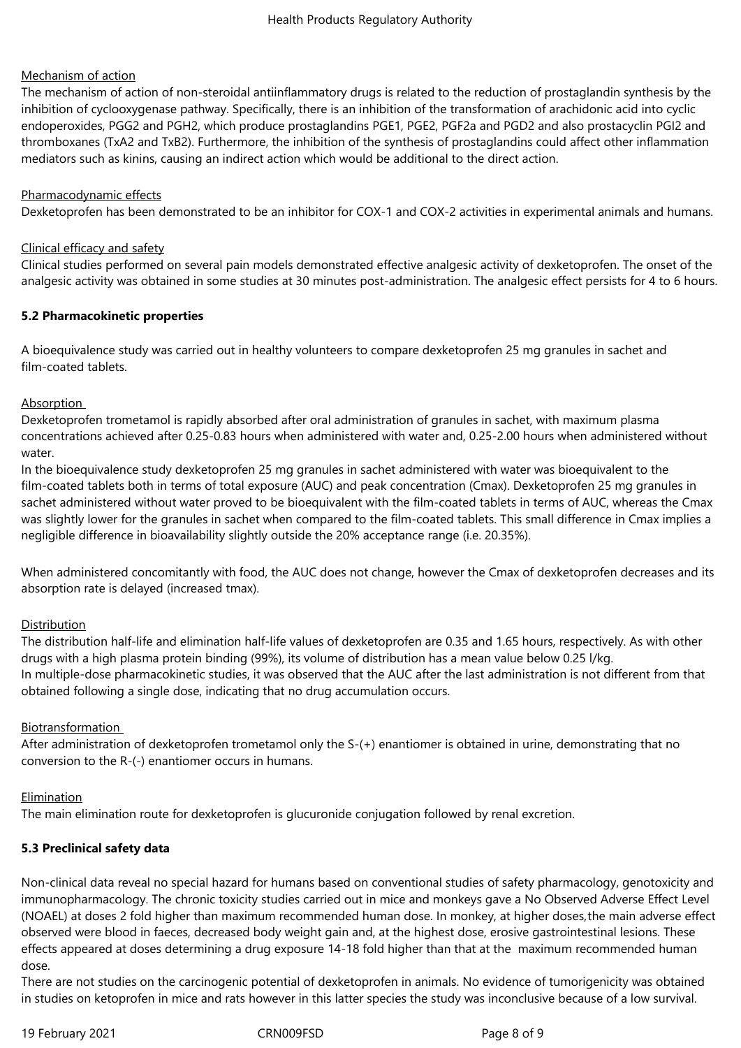Mechanism of action

The mechanism of action of non-steroidal antiinflammatory drugs is related to the reduction of prostaglandin synthesis by the inhibition of cyclooxygenase pathway. Specifically, there is an inhibition of the transformation of arachidonic acid into cyclic endoperoxides, PGG2 and PGH2, which produce prostaglandins PGE1, PGE2, PGF2a and PGD2 and also prostacyclin PGI2 and thromboxanes (TxA2 and TxB2). Furthermore, the inhibition of the synthesis of prostaglandins could affect other inflammation mediators such as kinins, causing an indirect action which would be additional to the direct action.

Pharmacodynamic effects

Dexketoprofen has been demonstrated to be an inhibitor for COX-1 and COX-2 activities in experimental animals and humans.

Clinical efficacy and safety

Clinical studies performed on several pain models demonstrated effective analgesic activity of dexketoprofen. The onset of the analgesic activity was obtained in some studies at 30 minutes post-administration. The analgesic effect persists for 4 to 6 hours.

**5.2 Pharmacokinetic properties**

A bioequivalence study was carried out in healthy volunteers to compare dexketoprofen 25 mg granules in sachet and film-coated tablets.

Absorption

Dexketoprofen trometamol is rapidly absorbed after oral administration of granules in sachet, with maximum plasma concentrations achieved after 0.25-0.83 hours when administered with water and, 0.25-2.00 hours when administered without water.

In the bioequivalence study dexketoprofen 25 mg granules in sachet administered with water was bioequivalent to the film-coated tablets both in terms of total exposure (AUC) and peak concentration (Cmax). Dexketoprofen 25 mg granules in sachet administered without water proved to be bioequivalent with the film-coated tablets in terms of AUC, whereas the Cmax was slightly lower for the granules in sachet when compared to the film-coated tablets. This small difference in Cmax implies a negligible difference in bioavailability slightly outside the 20% acceptance range (i.e. 20.35%).

When administered concomitantly with food, the AUC does not change, however the Cmax of dexketoprofen decreases and its absorption rate is delayed (increased tmax).

Distribution

The distribution half-life and elimination half-life values of dexketoprofen are 0.35 and 1.65 hours, respectively. As with other drugs with a high plasma protein binding (99%), its volume of distribution has a mean value below 0.25 l/kg.

In multiple-dose pharmacokinetic studies, it was observed that the AUC after the last administration is not different from that obtained following a single dose, indicating that no drug accumulation occurs.

Biotransformation

After administration of dexketoprofen trometamol only the S-(+) enantiomer is obtained in urine, demonstrating that no conversion to the R-(-) enantiomer occurs in humans.

Elimination

The main elimination route for dexketoprofen is glucuronide conjugation followed by renal excretion.

**5.3 Preclinical safety data**

Non-clinical data reveal no special hazard for humans based on conventional studies of safety pharmacology, genotoxicity and immunopharmacology. The chronic toxicity studies carried out in mice and monkeys gave a No Observed Adverse Effect Level (NOAEL) at doses 2 fold higher than maximum recommended human dose. In monkey, at higher doses,the main adverse effect observed were blood in faeces, decreased body weight gain and, at the highest dose, erosive gastrointestinal lesions. These effects appeared at doses determining a drug exposure 14-18 fold higher than that at the maximum recommended human dose.

There are not studies on the carcinogenic potential of dexketoprofen in animals. No evidence of tumorigenicity was obtained in studies on ketoprofen in mice and rats however in this latter species the study was inconclusive because of a low survival.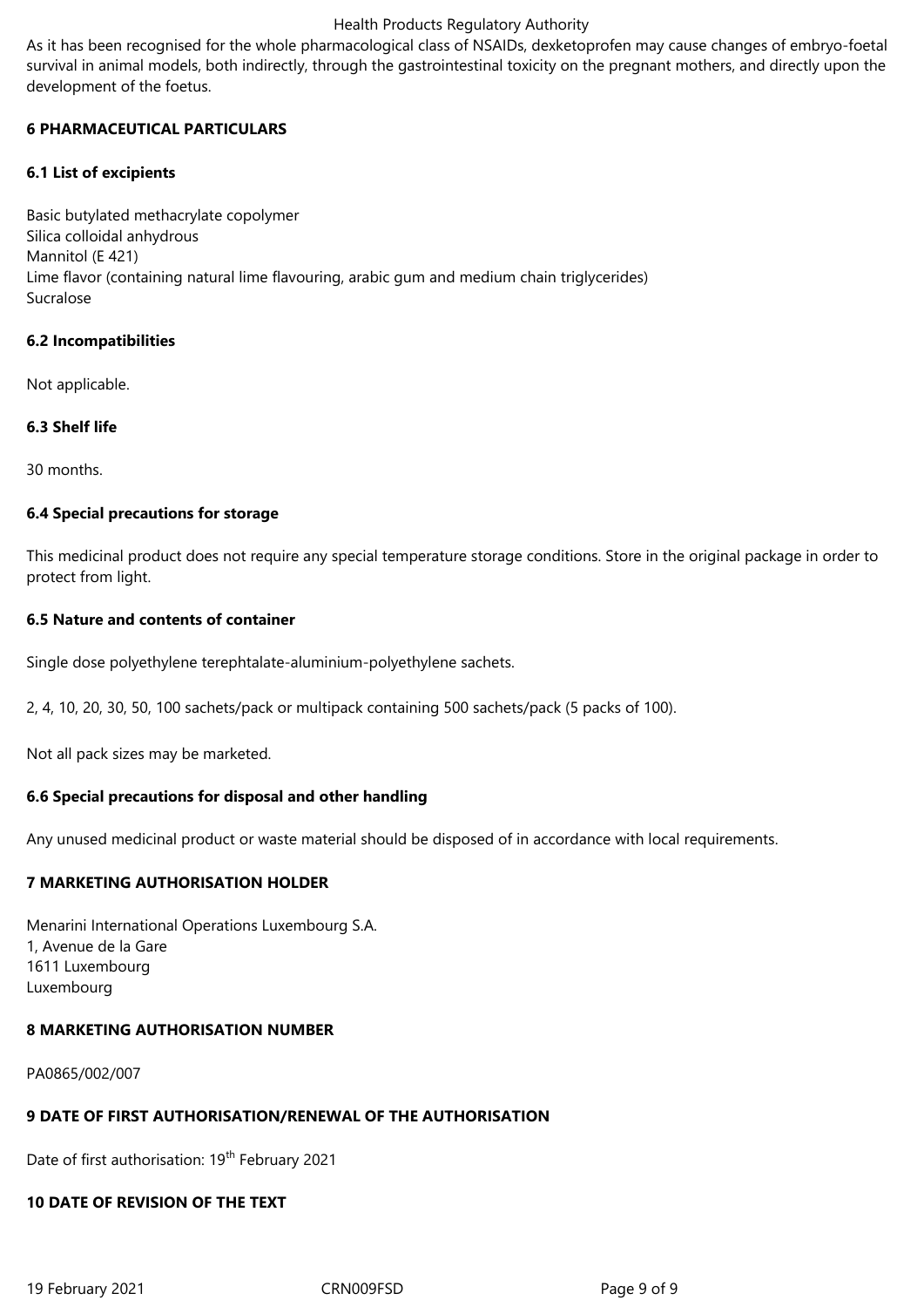As it has been recognised for the whole pharmacological class of NSAIDs, dexketoprofen may cause changes of embryo-foetal survival in animal models, both indirectly, through the gastrointestinal toxicity on the pregnant mothers, and directly upon the development of the foetus.

## 6 PHARMACEUTICAL PARTICULARS

### 6.1 List of excipients

Basic butylated methacrylate copolymer
Silica colloidal anhydrous
Mannitol (E 421)
Lime flavor (containing natural lime flavouring, arabic gum and medium chain triglycerides)
Sucralose

### 6.2 Incompatibilities

Not applicable.

### 6.3 Shelf life

30 months.

### 6.4 Special precautions for storage

This medicinal product does not require any special temperature storage conditions. Store in the original package in order to protect from light.

### 6.5 Nature and contents of container

Single dose polyethylene terephtalate-aluminium-polyethylene sachets.

2, 4, 10, 20, 30, 50, 100 sachets/pack or multipack containing 500 sachets/pack (5 packs of 100).

Not all pack sizes may be marketed.

### 6.6 Special precautions for disposal and other handling

Any unused medicinal product or waste material should be disposed of in accordance with local requirements.

## 7 MARKETING AUTHORISATION HOLDER

Menarini International Operations Luxembourg S.A.
1, Avenue de la Gare
1611 Luxembourg
Luxembourg

## 8 MARKETING AUTHORISATION NUMBER

PA0865/002/007

## 9 DATE OF FIRST AUTHORISATION/RENEWAL OF THE AUTHORISATION

Date of first authorisation: 19th February 2021

## 10 DATE OF REVISION OF THE TEXT